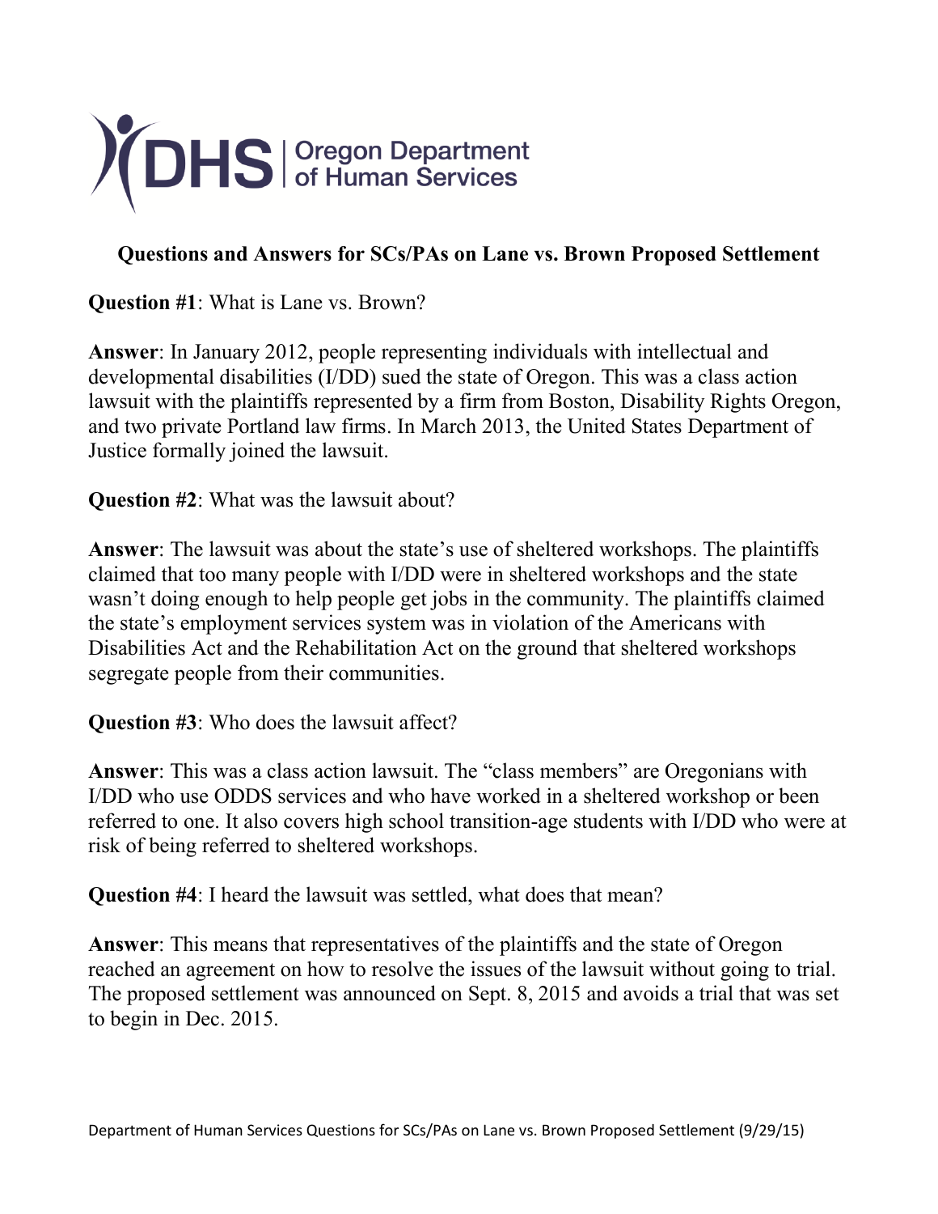DHS | Oregon Department of Human Services

## Questions and Answers for SCs/PAs on Lane vs. Brown Proposed Settlement

**Question #1**: What is Lane vs. Brown?

**Answer**: In January 2012, people representing individuals with intellectual and developmental disabilities (I/DD) sued the state of Oregon. This was a class action lawsuit with the plaintiffs represented by a firm from Boston, Disability Rights Oregon, and two private Portland law firms. In March 2013, the United States Department of Justice formally joined the lawsuit.

**Question #2**: What was the lawsuit about?

**Answer**: The lawsuit was about the state's use of sheltered workshops. The plaintiffs claimed that too many people with I/DD were in sheltered workshops and the state wasn't doing enough to help people get jobs in the community. The plaintiffs claimed the state's employment services system was in violation of the Americans with Disabilities Act and the Rehabilitation Act on the ground that sheltered workshops segregate people from their communities.

**Question #3**: Who does the lawsuit affect?

**Answer**: This was a class action lawsuit. The "class members" are Oregonians with I/DD who use ODDS services and who have worked in a sheltered workshop or been referred to one. It also covers high school transition-age students with I/DD who were at risk of being referred to sheltered workshops.

**Question #4**: I heard the lawsuit was settled, what does that mean?

**Answer**: This means that representatives of the plaintiffs and the state of Oregon reached an agreement on how to resolve the issues of the lawsuit without going to trial. The proposed settlement was announced on Sept. 8, 2015 and avoids a trial that was set to begin in Dec. 2015.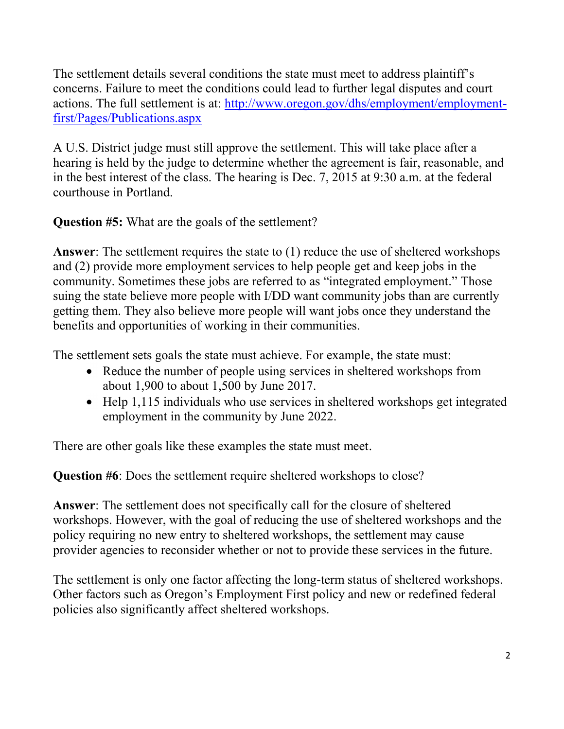The settlement details several conditions the state must meet to address plaintiff's concerns. Failure to meet the conditions could lead to further legal disputes and court actions. The full settlement is at: [http://www.oregon.gov/dhs/employment/employment-first/Pages/Publications.aspx](http://www.oregon.gov/dhs/employment/employment-first/Pages/Publications.aspx)

A U.S. District judge must still approve the settlement. This will take place after a hearing is held by the judge to determine whether the agreement is fair, reasonable, and in the best interest of the class. The hearing is Dec. 7, 2015 at 9:30 a.m. at the federal courthouse in Portland.

**Question #5:** What are the goals of the settlement?

**Answer**: The settlement requires the state to (1) reduce the use of sheltered workshops and (2) provide more employment services to help people get and keep jobs in the community. Sometimes these jobs are referred to as "integrated employment." Those suing the state believe more people with I/DD want community jobs than are currently getting them. They also believe more people will want jobs once they understand the benefits and opportunities of working in their communities.

The settlement sets goals the state must achieve. For example, the state must:

- Reduce the number of people using services in sheltered workshops from about 1,900 to about 1,500 by June 2017.
- Help 1,115 individuals who use services in sheltered workshops get integrated employment in the community by June 2022.

There are other goals like these examples the state must meet.

**Question #6**: Does the settlement require sheltered workshops to close?

**Answer**: The settlement does not specifically call for the closure of sheltered workshops. However, with the goal of reducing the use of sheltered workshops and the policy requiring no new entry to sheltered workshops, the settlement may cause provider agencies to reconsider whether or not to provide these services in the future.

The settlement is only one factor affecting the long-term status of sheltered workshops. Other factors such as Oregon's Employment First policy and new or redefined federal policies also significantly affect sheltered workshops.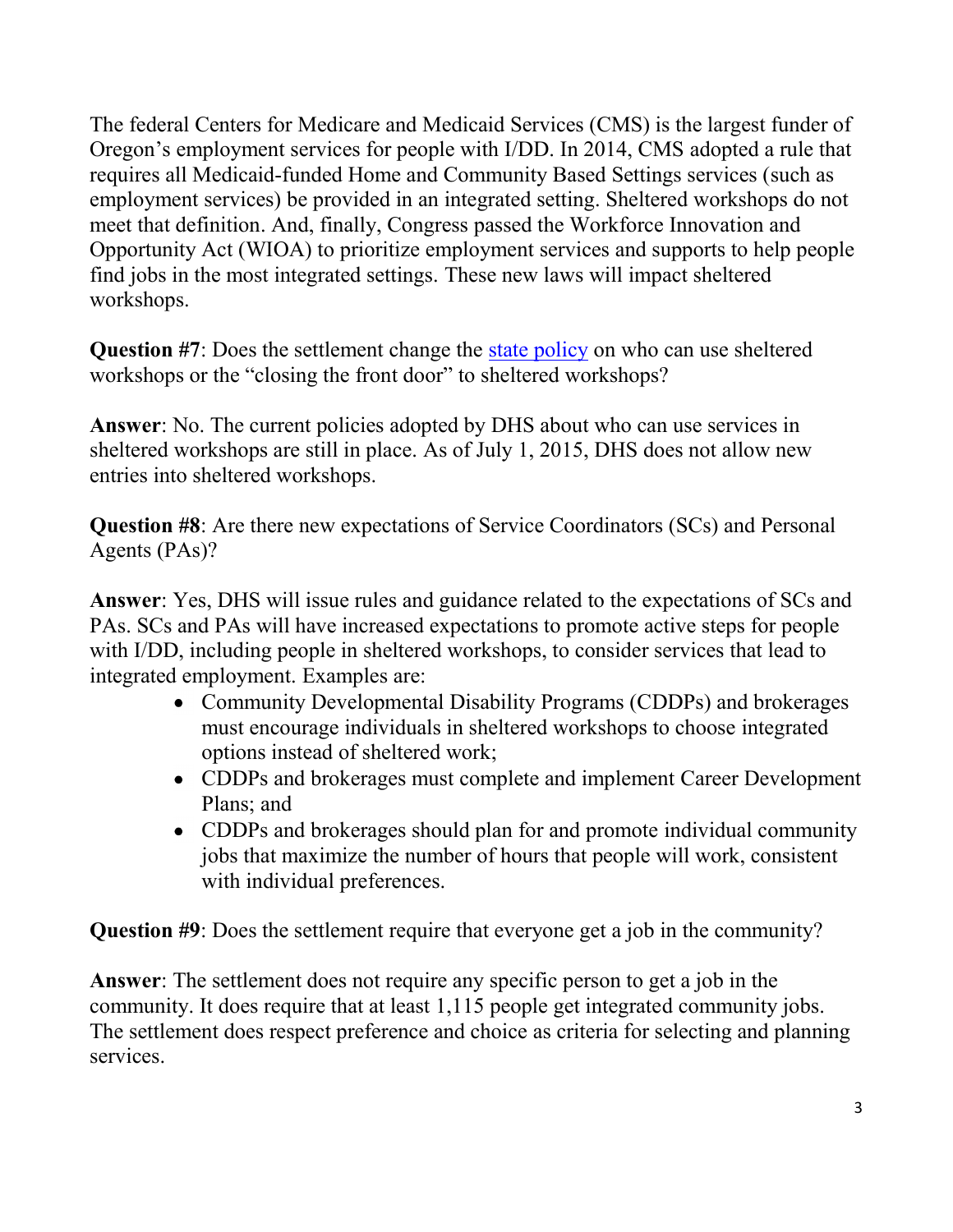The federal Centers for Medicare and Medicaid Services (CMS) is the largest funder of Oregon's employment services for people with I/DD. In 2014, CMS adopted a rule that requires all Medicaid-funded Home and Community Based Settings services (such as employment services) be provided in an integrated setting. Sheltered workshops do not meet that definition. And, finally, Congress passed the Workforce Innovation and Opportunity Act (WIOA) to prioritize employment services and supports to help people find jobs in the most integrated settings. These new laws will impact sheltered workshops.

**Question #7**: Does the settlement change the state policy on who can use sheltered workshops or the "closing the front door" to sheltered workshops?

**Answer**: No. The current policies adopted by DHS about who can use services in sheltered workshops are still in place. As of July 1, 2015, DHS does not allow new entries into sheltered workshops.

**Question #8**: Are there new expectations of Service Coordinators (SCs) and Personal Agents (PAs)?

**Answer**: Yes, DHS will issue rules and guidance related to the expectations of SCs and PAs. SCs and PAs will have increased expectations to promote active steps for people with I/DD, including people in sheltered workshops, to consider services that lead to integrated employment. Examples are:

- Community Developmental Disability Programs (CDDPs) and brokerages must encourage individuals in sheltered workshops to choose integrated options instead of sheltered work;
- CDDPs and brokerages must complete and implement Career Development Plans; and
- CDDPs and brokerages should plan for and promote individual community jobs that maximize the number of hours that people will work, consistent with individual preferences.

**Question #9**: Does the settlement require that everyone get a job in the community?

**Answer**: The settlement does not require any specific person to get a job in the community. It does require that at least 1,115 people get integrated community jobs. The settlement does respect preference and choice as criteria for selecting and planning services.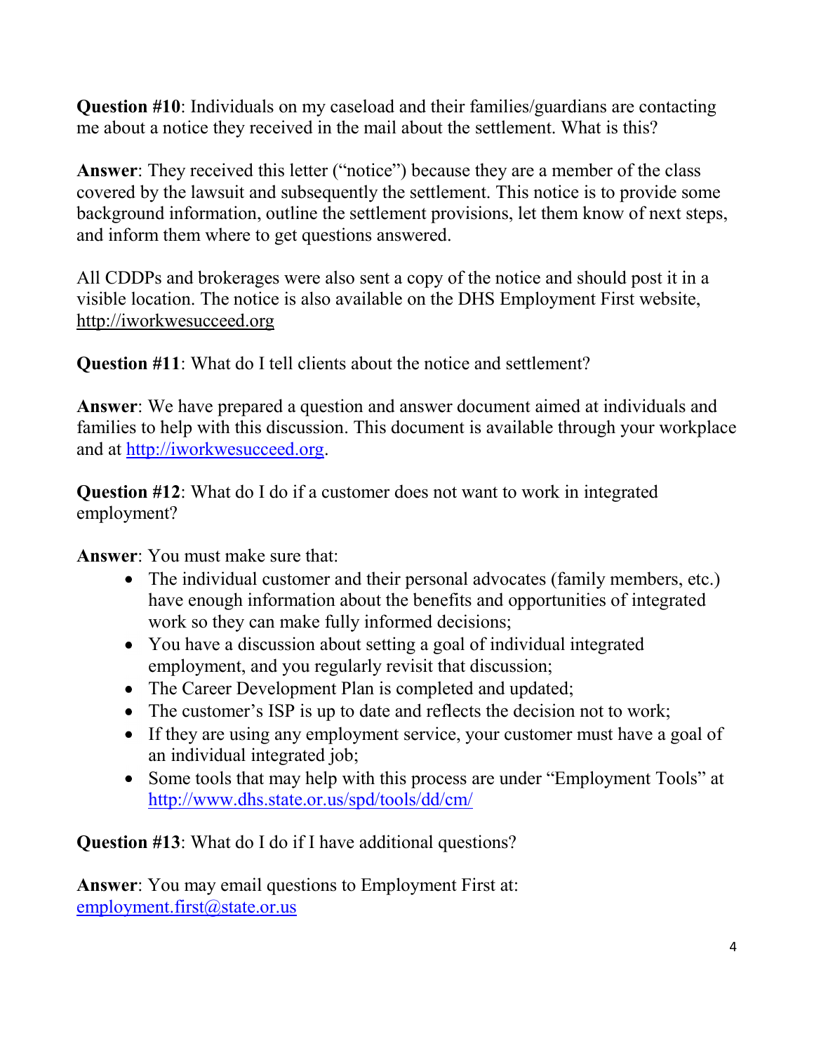**Question #10**: Individuals on my caseload and their families/guardians are contacting me about a notice they received in the mail about the settlement. What is this?

**Answer**: They received this letter ("notice") because they are a member of the class covered by the lawsuit and subsequently the settlement. This notice is to provide some background information, outline the settlement provisions, let them know of next steps, and inform them where to get questions answered.

All CDDPs and brokerages were also sent a copy of the notice and should post it in a visible location. The notice is also available on the DHS Employment First website, http://iworkwesucceed.org

**Question #11**: What do I tell clients about the notice and settlement?

**Answer**: We have prepared a question and answer document aimed at individuals and families to help with this discussion. This document is available through your workplace and at http://iworkwesucceed.org.

**Question #12**: What do I do if a customer does not want to work in integrated employment?

**Answer**: You must make sure that:

- The individual customer and their personal advocates (family members, etc.) have enough information about the benefits and opportunities of integrated work so they can make fully informed decisions;
- You have a discussion about setting a goal of individual integrated employment, and you regularly revisit that discussion;
- The Career Development Plan is completed and updated;
- The customer's ISP is up to date and reflects the decision not to work;
- If they are using any employment service, your customer must have a goal of an individual integrated job;
- Some tools that may help with this process are under "Employment Tools" at http://www.dhs.state.or.us/spd/tools/dd/cm/

**Question #13**: What do I do if I have additional questions?

**Answer**: You may email questions to Employment First at: employment.first@state.or.us